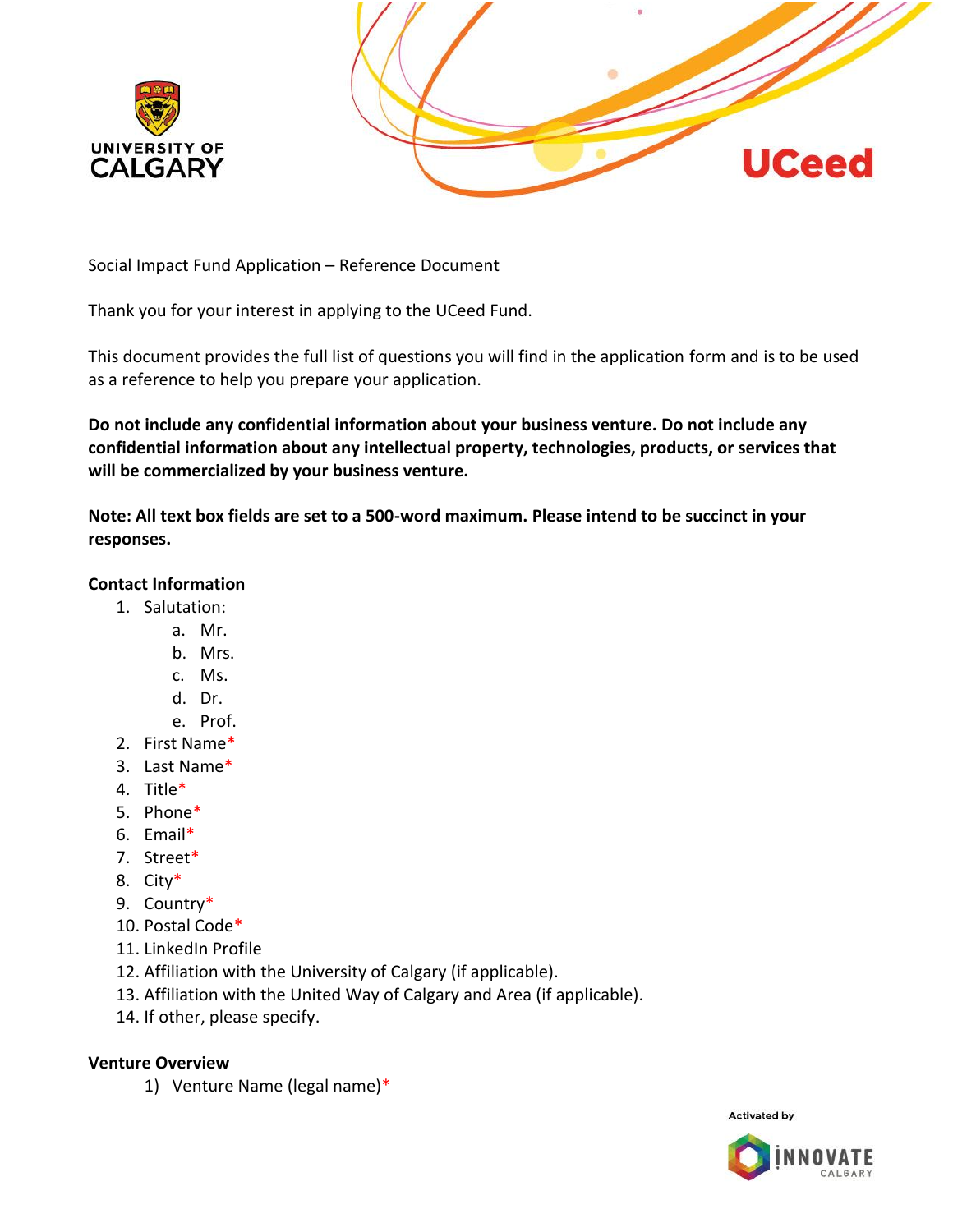Social Impact Fund Application – Reference Document

Thank you for your interest in applying to the UCeed Fund.

This document provides the full list of questions you will find in the application form and is to be used as a reference to help you prepare your application.

**Do not include any confidential information about your business venture. Do not include any confidential information about any intellectual property, technologies, products, or services that will be commercialized by your business venture.**

**Note: All text box fields are set to a 500-word maximum. Please intend to be succinct in your responses.**

**Contact Information**

1. Salutation:
   a. Mr.
   b. Mrs.
   c. Ms.
   d. Dr.
   e. Prof.
2. First Name*
3. Last Name*
4. Title*
5. Phone*
6. Email*
7. Street*
8. City*
9. Country*
10. Postal Code*
11. LinkedIn Profile
12. Affiliation with the University of Calgary (if applicable).
13. Affiliation with the United Way of Calgary and Area (if applicable).
14. If other, please specify.

**Venture Overview**

1) Venture Name (legal name)*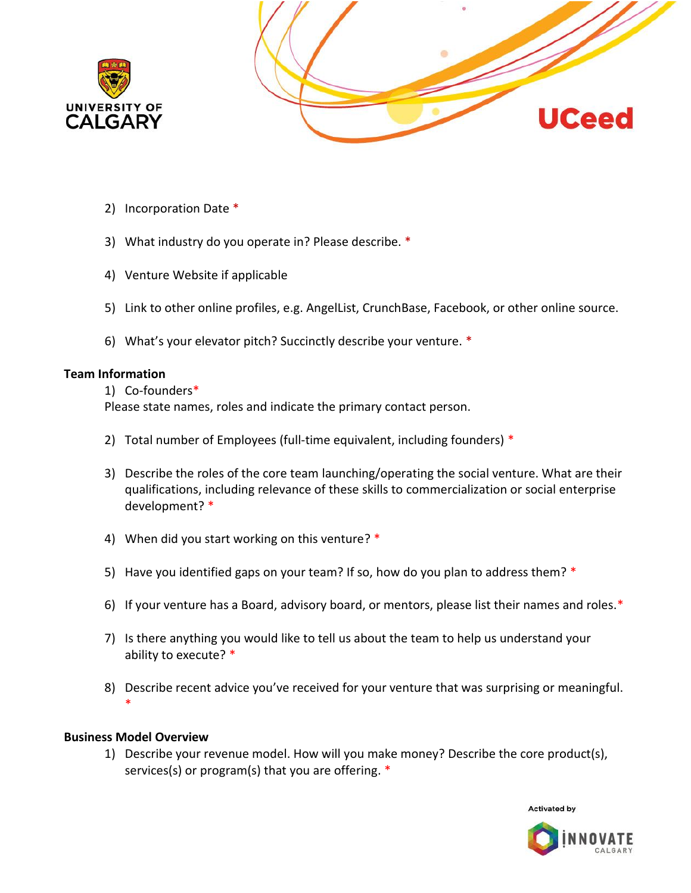2) Incorporation Date *

3) What industry do you operate in? Please describe. *

4) Venture Website if applicable

5) Link to other online profiles, e.g. AngelList, CrunchBase, Facebook, or other online source.

6) What's your elevator pitch? Succinctly describe your venture. *

**Team Information**

1) Co-founders*
Please state names, roles and indicate the primary contact person.

2) Total number of Employees (full-time equivalent, including founders) *

3) Describe the roles of the core team launching/operating the social venture. What are their qualifications, including relevance of these skills to commercialization or social enterprise development? *

4) When did you start working on this venture? *

5) Have you identified gaps on your team? If so, how do you plan to address them? *

6) If your venture has a Board, advisory board, or mentors, please list their names and roles.*

7) Is there anything you would like to tell us about the team to help us understand your ability to execute? *

8) Describe recent advice you've received for your venture that was surprising or meaningful. *

**Business Model Overview**

1) Describe your revenue model. How will you make money? Describe the core product(s), services(s) or program(s) that you are offering. *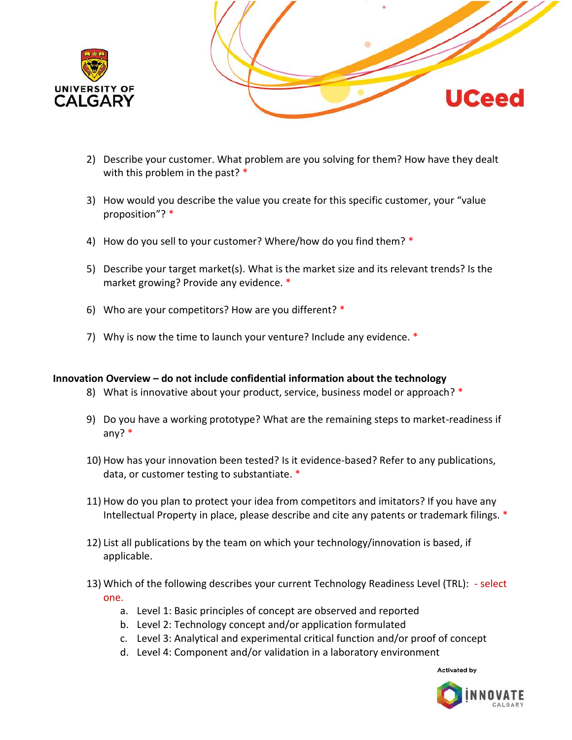2) Describe your customer. What problem are you solving for them? How have they dealt with this problem in the past? *

3) How would you describe the value you create for this specific customer, your "value proposition"? *

4) How do you sell to your customer? Where/how do you find them? *

5) Describe your target market(s). What is the market size and its relevant trends? Is the market growing? Provide any evidence. *

6) Who are your competitors? How are you different? *

7) Why is now the time to launch your venture? Include any evidence. *

**Innovation Overview – do not include confidential information about the technology**

8) What is innovative about your product, service, business model or approach? *

9) Do you have a working prototype? What are the remaining steps to market-readiness if any? *

10) How has your innovation been tested? Is it evidence-based? Refer to any publications, data, or customer testing to substantiate. *

11) How do you plan to protect your idea from competitors and imitators? If you have any Intellectual Property in place, please describe and cite any patents or trademark filings. *

12) List all publications by the team on which your technology/innovation is based, if applicable.

13) Which of the following describes your current Technology Readiness Level (TRL): - select one.
    a. Level 1: Basic principles of concept are observed and reported
    b. Level 2: Technology concept and/or application formulated
    c. Level 3: Analytical and experimental critical function and/or proof of concept
    d. Level 4: Component and/or validation in a laboratory environment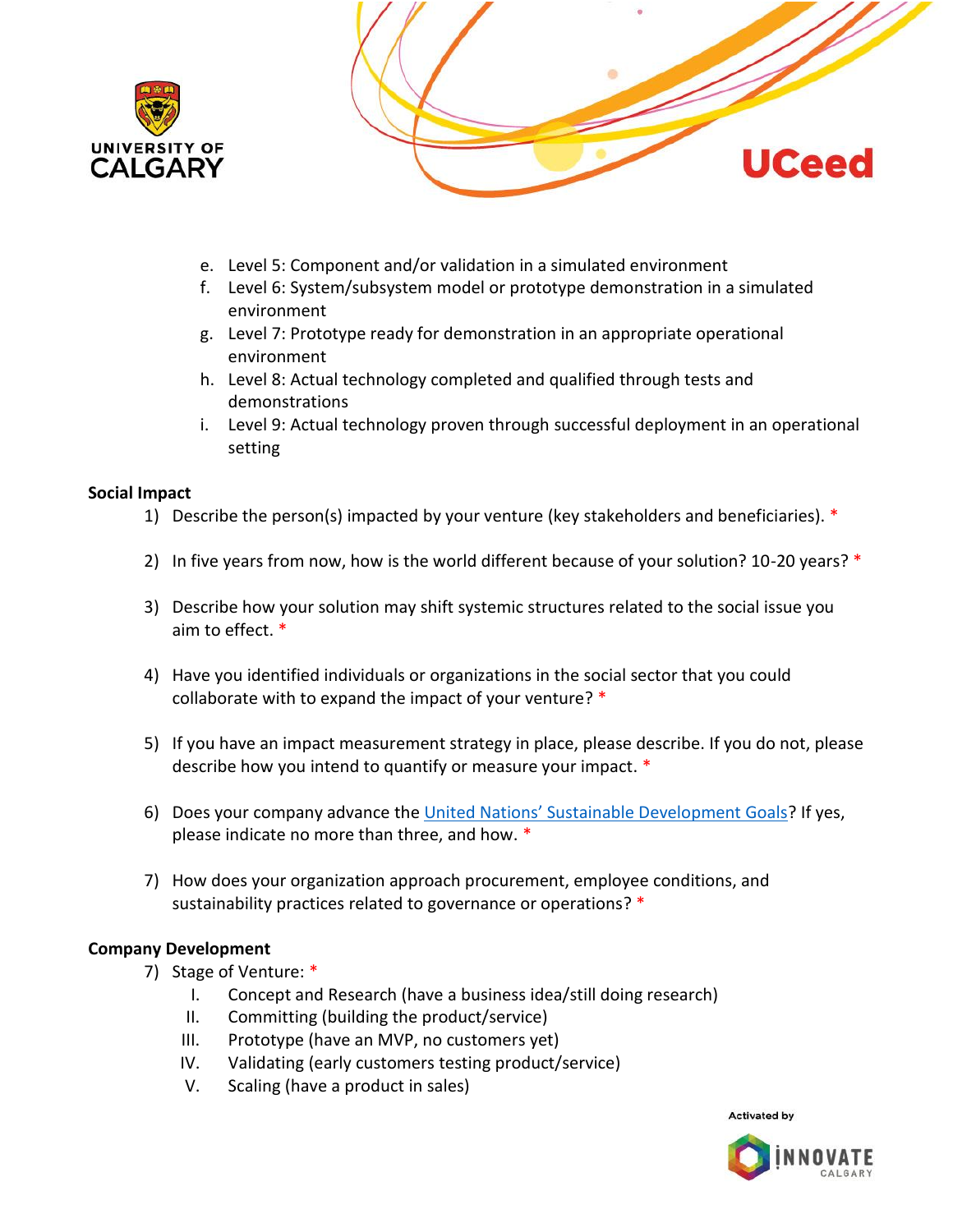e. Level 5: Component and/or validation in a simulated environment
f. Level 6: System/subsystem model or prototype demonstration in a simulated environment
g. Level 7: Prototype ready for demonstration in an appropriate operational environment
h. Level 8: Actual technology completed and qualified through tests and demonstrations
i. Level 9: Actual technology proven through successful deployment in an operational setting

**Social Impact**

1) Describe the person(s) impacted by your venture (key stakeholders and beneficiaries). *

2) In five years from now, how is the world different because of your solution? 10-20 years? *

3) Describe how your solution may shift systemic structures related to the social issue you aim to effect. *

4) Have you identified individuals or organizations in the social sector that you could collaborate with to expand the impact of your venture? *

5) If you have an impact measurement strategy in place, please describe. If you do not, please describe how you intend to quantify or measure your impact. *

6) Does your company advance the [United Nations' Sustainable Development Goals]? If yes, please indicate no more than three, and how. *

7) How does your organization approach procurement, employee conditions, and sustainability practices related to governance or operations? *

**Company Development**

7) Stage of Venture: *
   I. Concept and Research (have a business idea/still doing research)
   II. Committing (building the product/service)
   III. Prototype (have an MVP, no customers yet)
   IV. Validating (early customers testing product/service)
   V. Scaling (have a product in sales)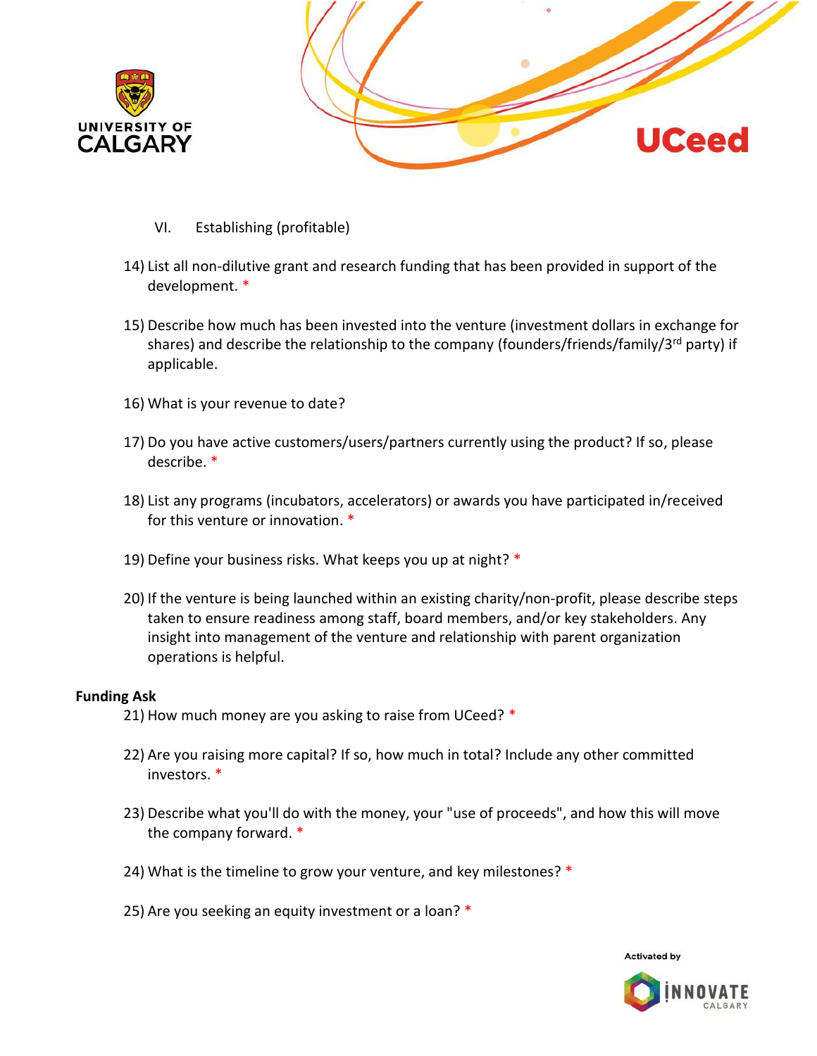VI. Establishing (profitable)

14) List all non-dilutive grant and research funding that has been provided in support of the development. *

15) Describe how much has been invested into the venture (investment dollars in exchange for shares) and describe the relationship to the company (founders/friends/family/3rd party) if applicable.

16) What is your revenue to date?

17) Do you have active customers/users/partners currently using the product? If so, please describe. *

18) List any programs (incubators, accelerators) or awards you have participated in/received for this venture or innovation. *

19) Define your business risks. What keeps you up at night? *

20) If the venture is being launched within an existing charity/non-profit, please describe steps taken to ensure readiness among staff, board members, and/or key stakeholders. Any insight into management of the venture and relationship with parent organization operations is helpful.

**Funding Ask**

21) How much money are you asking to raise from UCeed? *

22) Are you raising more capital? If so, how much in total? Include any other committed investors. *

23) Describe what you'll do with the money, your "use of proceeds", and how this will move the company forward. *

24) What is the timeline to grow your venture, and key milestones? *

25) Are you seeking an equity investment or a loan? *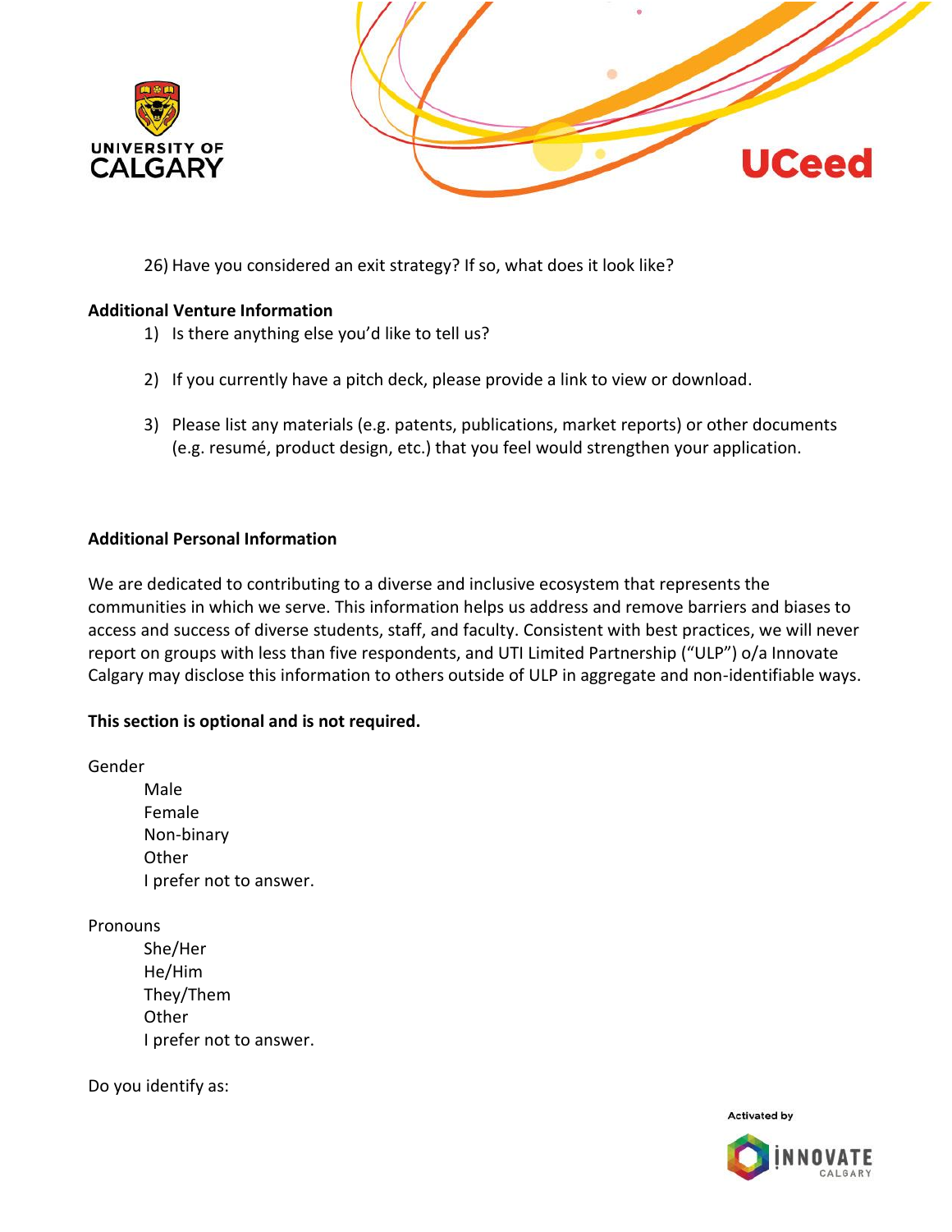26) Have you considered an exit strategy? If so, what does it look like?

**Additional Venture Information**

1) Is there anything else you'd like to tell us?

2) If you currently have a pitch deck, please provide a link to view or download.

3) Please list any materials (e.g. patents, publications, market reports) or other documents (e.g. resumé, product design, etc.) that you feel would strengthen your application.

**Additional Personal Information**

We are dedicated to contributing to a diverse and inclusive ecosystem that represents the communities in which we serve. This information helps us address and remove barriers and biases to access and success of diverse students, staff, and faculty. Consistent with best practices, we will never report on groups with less than five respondents, and UTI Limited Partnership ("ULP") o/a Innovate Calgary may disclose this information to others outside of ULP in aggregate and non-identifiable ways.

**This section is optional and is not required.**

Gender

- Male
- Female
- Non-binary
- Other
- I prefer not to answer.

Pronouns

- She/Her
- He/Him
- They/Them
- Other
- I prefer not to answer.

Do you identify as: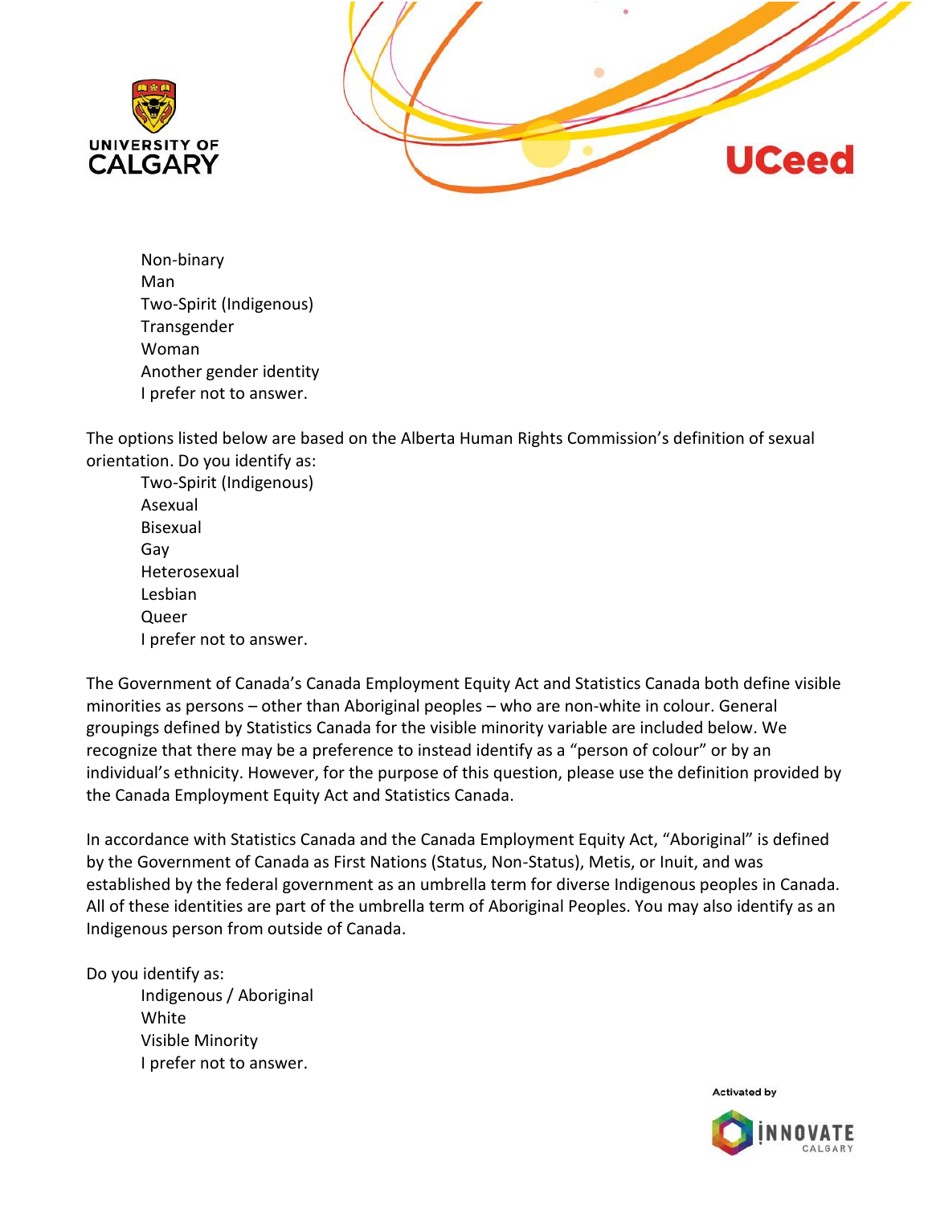- Non-binary
- Man
- Two-Spirit (Indigenous)
- Transgender
- Woman
- Another gender identity
- I prefer not to answer.

The options listed below are based on the Alberta Human Rights Commission's definition of sexual orientation. Do you identify as:

- Two-Spirit (Indigenous)
- Asexual
- Bisexual
- Gay
- Heterosexual
- Lesbian
- Queer
- I prefer not to answer.

The Government of Canada's Canada Employment Equity Act and Statistics Canada both define visible minorities as persons – other than Aboriginal peoples – who are non-white in colour. General groupings defined by Statistics Canada for the visible minority variable are included below. We recognize that there may be a preference to instead identify as a "person of colour" or by an individual's ethnicity. However, for the purpose of this question, please use the definition provided by the Canada Employment Equity Act and Statistics Canada.

In accordance with Statistics Canada and the Canada Employment Equity Act, "Aboriginal" is defined by the Government of Canada as First Nations (Status, Non-Status), Metis, or Inuit, and was established by the federal government as an umbrella term for diverse Indigenous peoples in Canada. All of these identities are part of the umbrella term of Aboriginal Peoples. You may also identify as an Indigenous person from outside of Canada.

Do you identify as:

- Indigenous / Aboriginal
- White
- Visible Minority
- I prefer not to answer.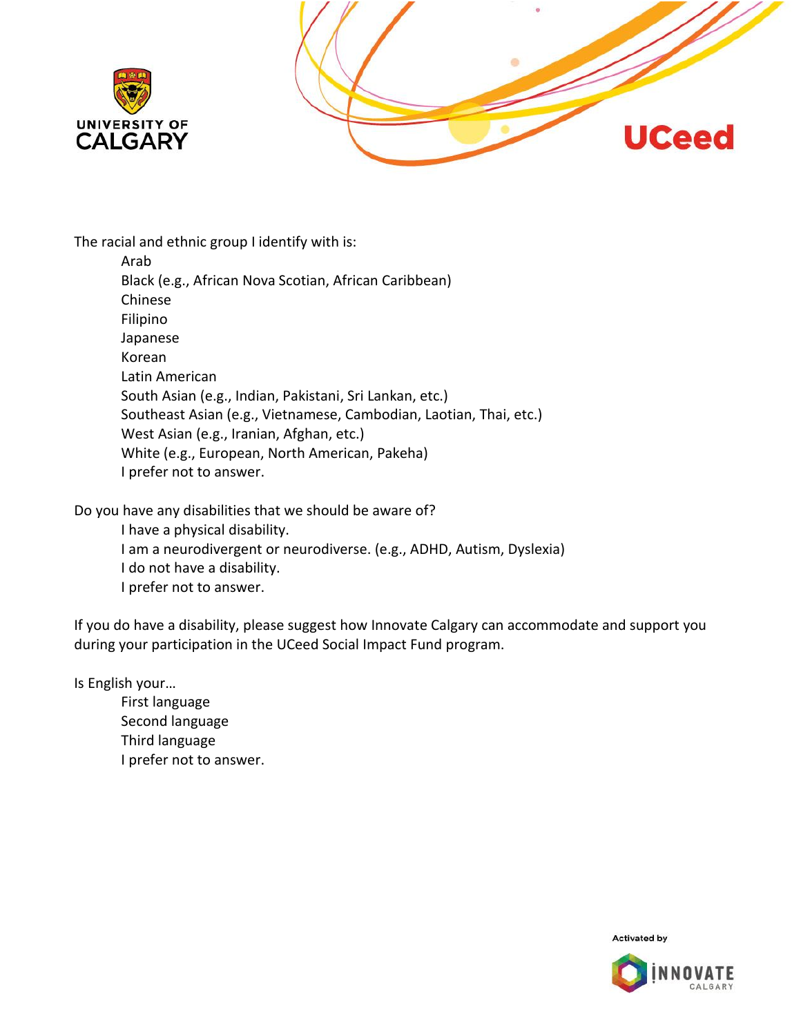The racial and ethnic group I identify with is:

- Arab
- Black (e.g., African Nova Scotian, African Caribbean)
- Chinese
- Filipino
- Japanese
- Korean
- Latin American
- South Asian (e.g., Indian, Pakistani, Sri Lankan, etc.)
- Southeast Asian (e.g., Vietnamese, Cambodian, Laotian, Thai, etc.)
- West Asian (e.g., Iranian, Afghan, etc.)
- White (e.g., European, North American, Pakeha)
- I prefer not to answer.

Do you have any disabilities that we should be aware of?

- I have a physical disability.
- I am a neurodivergent or neurodiverse. (e.g., ADHD, Autism, Dyslexia)
- I do not have a disability.
- I prefer not to answer.

If you do have a disability, please suggest how Innovate Calgary can accommodate and support you during your participation in the UCeed Social Impact Fund program.

Is English your…

- First language
- Second language
- Third language
- I prefer not to answer.